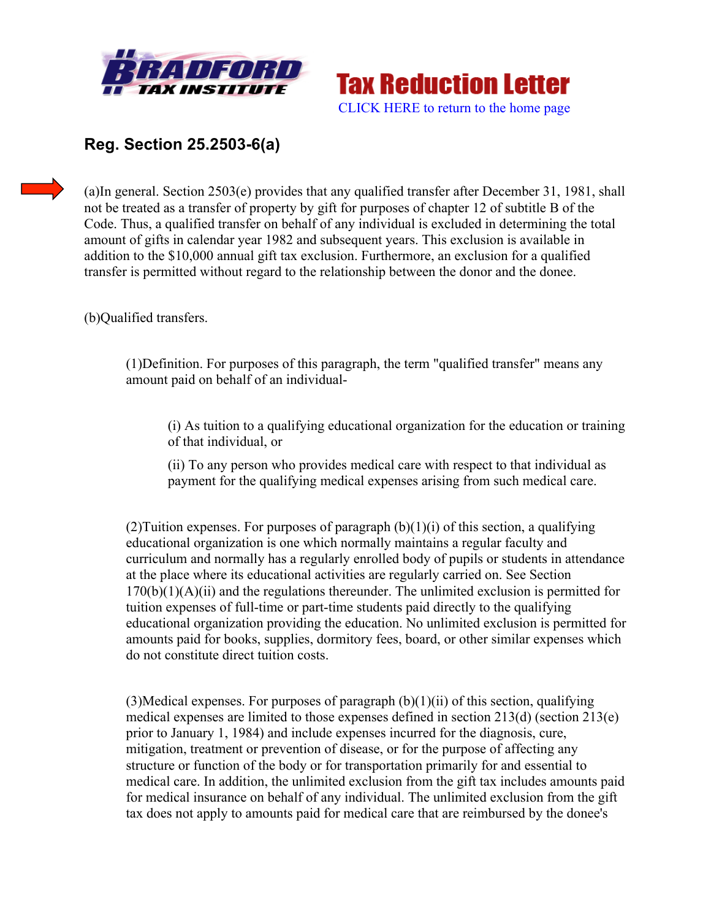Tax Reduction Letter

CLICK HERE to return to the home page

## Reg. Section 25.2503-6(a)

(a)In general. Section 2503(e) provides that any qualified transfer after December 31, 1981, shall not be treated as a transfer of property by gift for purposes of chapter 12 of subtitle B of the Code. Thus, a qualified transfer on behalf of any individual is excluded in determining the total amount of gifts in calendar year 1982 and subsequent years. This exclusion is available in addition to the $10,000 annual gift tax exclusion. Furthermore, an exclusion for a qualified transfer is permitted without regard to the relationship between the donor and the donee.

(b)Qualified transfers.

(1)Definition. For purposes of this paragraph, the term "qualified transfer" means any amount paid on behalf of an individual-

(i) As tuition to a qualifying educational organization for the education or training of that individual, or

(ii) To any person who provides medical care with respect to that individual as payment for the qualifying medical expenses arising from such medical care.

(2)Tuition expenses. For purposes of paragraph (b)(1)(i) of this section, a qualifying educational organization is one which normally maintains a regular faculty and curriculum and normally has a regularly enrolled body of pupils or students in attendance at the place where its educational activities are regularly carried on. See Section 170(b)(1)(A)(ii) and the regulations thereunder. The unlimited exclusion is permitted for tuition expenses of full-time or part-time students paid directly to the qualifying educational organization providing the education. No unlimited exclusion is permitted for amounts paid for books, supplies, dormitory fees, board, or other similar expenses which do not constitute direct tuition costs.

(3)Medical expenses. For purposes of paragraph (b)(1)(ii) of this section, qualifying medical expenses are limited to those expenses defined in section 213(d) (section 213(e) prior to January 1, 1984) and include expenses incurred for the diagnosis, cure, mitigation, treatment or prevention of disease, or for the purpose of affecting any structure or function of the body or for transportation primarily for and essential to medical care. In addition, the unlimited exclusion from the gift tax includes amounts paid for medical insurance on behalf of any individual. The unlimited exclusion from the gift tax does not apply to amounts paid for medical care that are reimbursed by the donee's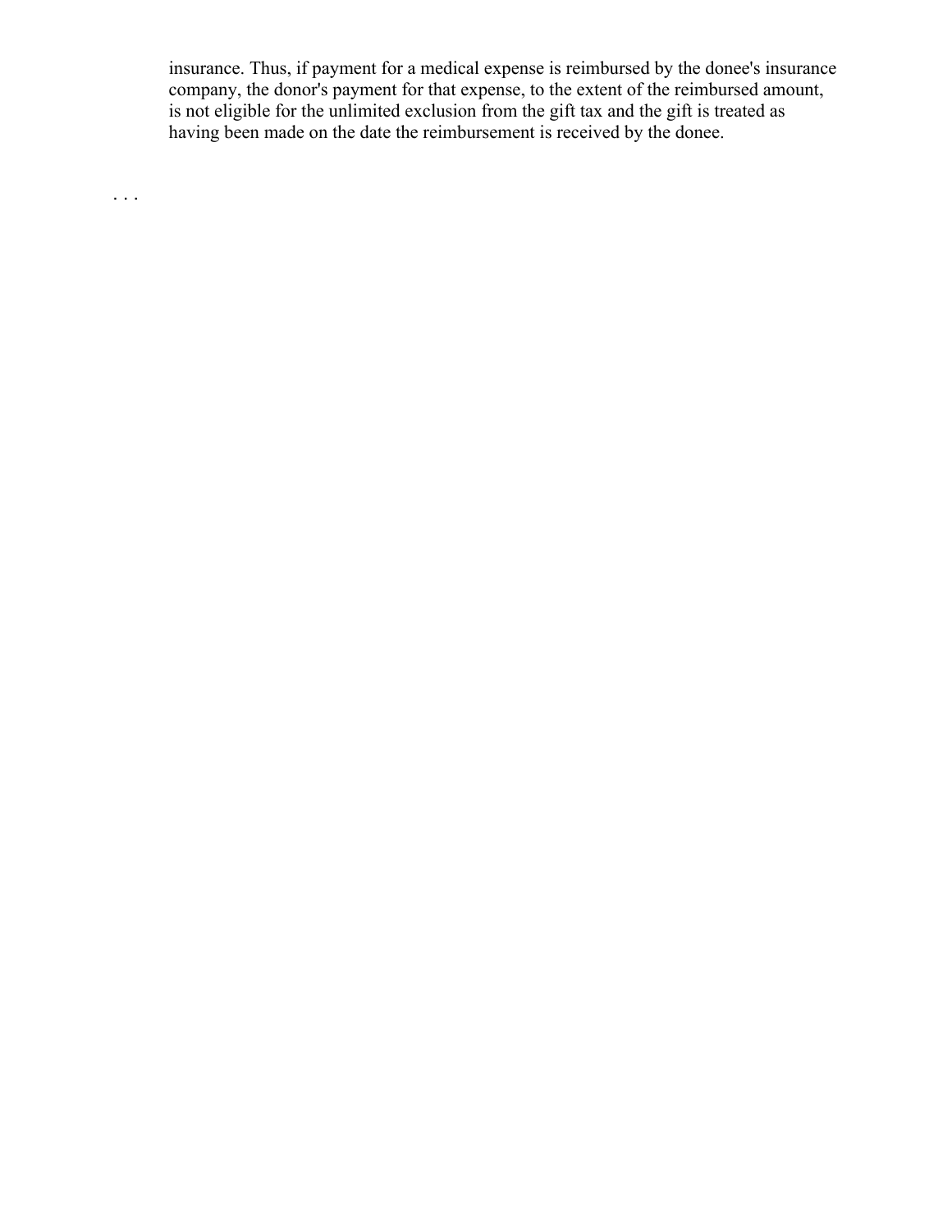> insurance. Thus, if payment for a medical expense is reimbursed by the donee's insurance company, the donor's payment for that expense, to the extent of the reimbursed amount, is not eligible for the unlimited exclusion from the gift tax and the gift is treated as having been made on the date the reimbursement is received by the donee.

. . .